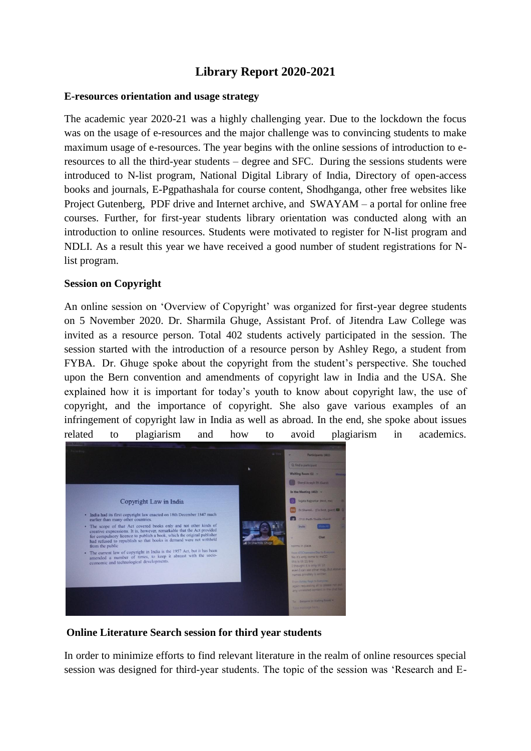# Library Report 2020-2021

**E-resources orientation and usage strategy**

The academic year 2020-21 was a highly challenging year. Due to the lockdown the focus was on the usage of e-resources and the major challenge was to convincing students to make maximum usage of e-resources. The year begins with the online sessions of introduction to e-resources to all the third-year students – degree and SFC. During the sessions students were introduced to N-list program, National Digital Library of India, Directory of open-access books and journals, E-Pgpathashala for course content, Shodhganga, other free websites like Project Gutenberg, PDF drive and Internet archive, and SWAYAM – a portal for online free courses. Further, for first-year students library orientation was conducted along with an introduction to online resources. Students were motivated to register for N-list program and NDLI. As a result this year we have received a good number of student registrations for N-list program.

**Session on Copyright**

An online session on 'Overview of Copyright' was organized for first-year degree students on 5 November 2020. Dr. Sharmila Ghuge, Assistant Prof. of Jitendra Law College was invited as a resource person. Total 402 students actively participated in the session. The session started with the introduction of a resource person by Ashley Rego, a student from FYBA. Dr. Ghuge spoke about the copyright from the student's perspective. She touched upon the Bern convention and amendments of copyright law in India and the USA. She explained how it is important for today's youth to know about copyright law, the use of copyright, and the importance of copyright. She also gave various examples of an infringement of copyright law in India as well as abroad. In the end, she spoke about issues related to plagiarism and how to avoid plagiarism in academics.

**Online Literature Search session for third year students**

In order to minimize efforts to find relevant literature in the realm of online resources special session was designed for third-year students. The topic of the session was 'Research and E-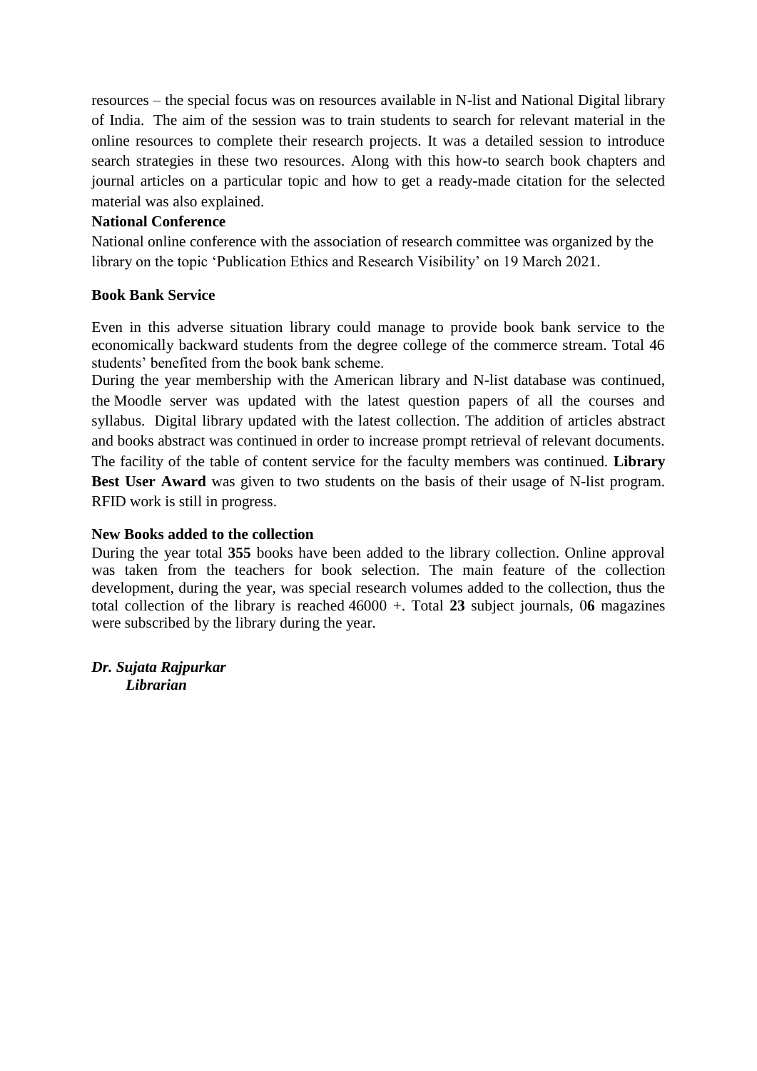resources – the special focus was on resources available in N-list and National Digital library of India. The aim of the session was to train students to search for relevant material in the online resources to complete their research projects. It was a detailed session to introduce search strategies in these two resources. Along with this how-to search book chapters and journal articles on a particular topic and how to get a ready-made citation for the selected material was also explained.

**National Conference**

National online conference with the association of research committee was organized by the library on the topic 'Publication Ethics and Research Visibility' on 19 March 2021.

**Book Bank Service**

Even in this adverse situation library could manage to provide book bank service to the economically backward students from the degree college of the commerce stream. Total 46 students' benefited from the book bank scheme.

During the year membership with the American library and N-list database was continued, the Moodle server was updated with the latest question papers of all the courses and syllabus. Digital library updated with the latest collection. The addition of articles abstract and books abstract was continued in order to increase prompt retrieval of relevant documents. The facility of the table of content service for the faculty members was continued. **Library Best User Award** was given to two students on the basis of their usage of N-list program. RFID work is still in progress.

**New Books added to the collection**

During the year total **355** books have been added to the library collection. Online approval was taken from the teachers for book selection. The main feature of the collection development, during the year, was special research volumes added to the collection, thus the total collection of the library is reached 46000 +. Total **23** subject journals, 0**6** magazines were subscribed by the library during the year.

***Dr. Sujata Rajpurkar***
***Librarian***